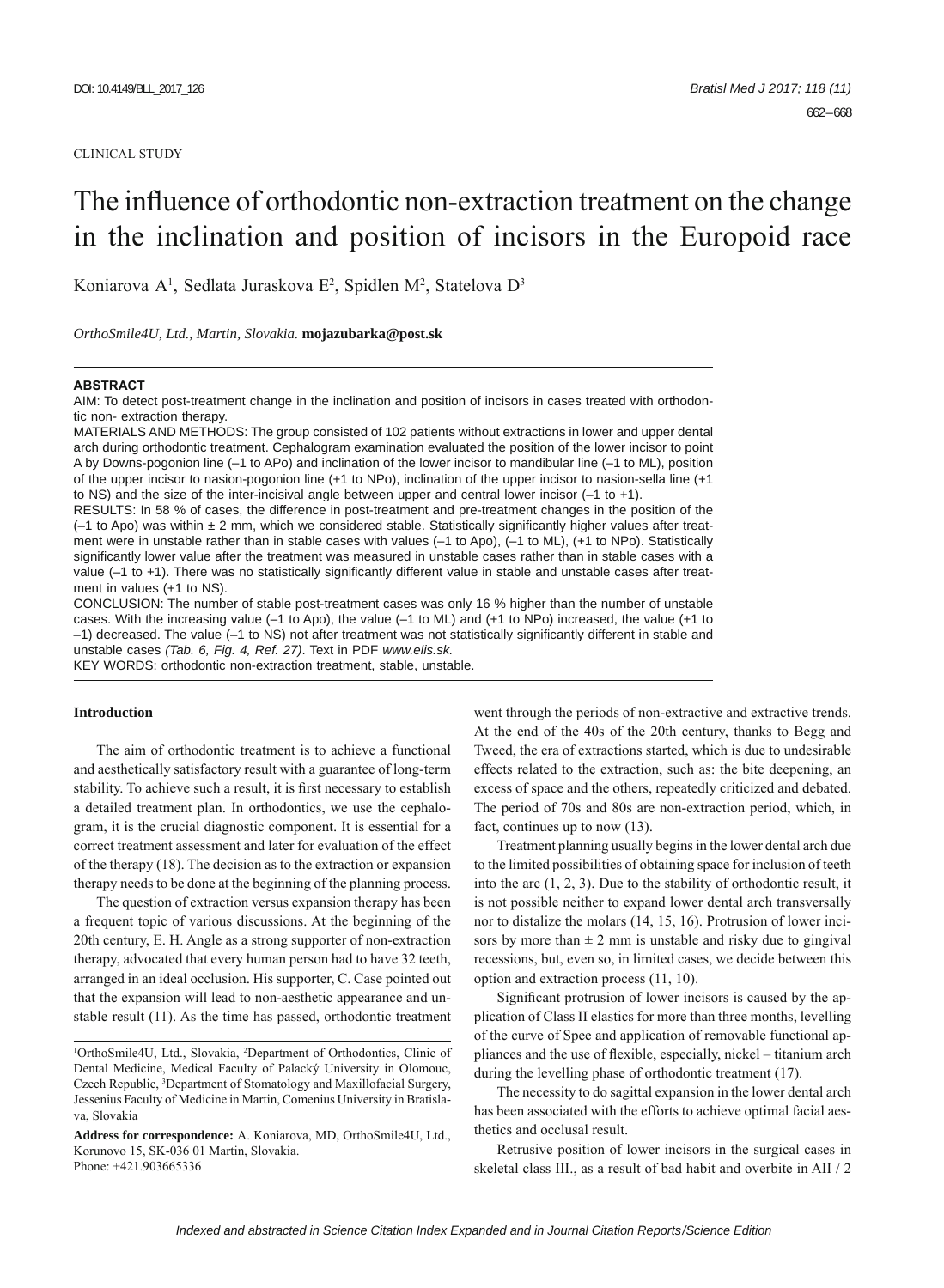CLINICAL STUDY

# The influence of orthodontic non-extraction treatment on the change in the inclination and position of incisors in the Europoid race

Koniarova A[1], Sedlata Juraskova E[2], Spidlen M[2], Statelova D[3]

*OrthoSmile4U, Ltd., Martin, Slovakia.* **mojazubarka@post.sk**

## ABSTRACT

AIM: To detect post-treatment change in the inclination and position of incisors in cases treated with orthodontic non- extraction therapy.

MATERIALS AND METHODS: The group consisted of 102 patients without extractions in lower and upper dental arch during orthodontic treatment. Cephalogram examination evaluated the position of the lower incisor to point A by Downs-pogonion line (–1 to APo) and inclination of the lower incisor to mandibular line (–1 to ML), position of the upper incisor to nasion-pogonion line (+1 to NPo), inclination of the upper incisor to nasion-sella line (+1 to NS) and the size of the inter-incisival angle between upper and central lower incisor (–1 to +1).

RESULTS: In 58 % of cases, the difference in post-treatment and pre-treatment changes in the position of the (–1 to Apo) was within ± 2 mm, which we considered stable. Statistically significantly higher values after treatment were in unstable rather than in stable cases with values (–1 to Apo), (–1 to ML), (+1 to NPo). Statistically significantly lower value after the treatment was measured in unstable cases rather than in stable cases with a value (–1 to +1). There was no statistically significantly different value in stable and unstable cases after treatment in values (+1 to NS).

CONCLUSION: The number of stable post-treatment cases was only 16 % higher than the number of unstable cases. With the increasing value (–1 to Apo), the value (–1 to ML) and (+1 to NPo) increased, the value (+1 to –1) decreased. The value (–1 to NS) not after treatment was not statistically significantly different in stable and unstable cases *(Tab. 6, Fig. 4, Ref. 27)*. Text in PDF *www.elis.sk.*

KEY WORDS: orthodontic non-extraction treatment, stable, unstable.

## Introduction

The aim of orthodontic treatment is to achieve a functional and aesthetically satisfactory result with a guarantee of long-term stability. To achieve such a result, it is first necessary to establish a detailed treatment plan. In orthodontics, we use the cephalogram, it is the crucial diagnostic component. It is essential for a correct treatment assessment and later for evaluation of the effect of the therapy (18). The decision as to the extraction or expansion therapy needs to be done at the beginning of the planning process.

The question of extraction versus expansion therapy has been a frequent topic of various discussions. At the beginning of the 20th century, E. H. Angle as a strong supporter of non-extraction therapy, advocated that every human person had to have 32 teeth, arranged in an ideal occlusion. His supporter, C. Case pointed out that the expansion will lead to non-aesthetic appearance and unstable result (11). As the time has passed, orthodontic treatment went through the periods of non-extractive and extractive trends. At the end of the 40s of the 20th century, thanks to Begg and Tweed, the era of extractions started, which is due to undesirable effects related to the extraction, such as: the bite deepening, an excess of space and the others, repeatedly criticized and debated. The period of 70s and 80s are non-extraction period, which, in fact, continues up to now (13).

Treatment planning usually begins in the lower dental arch due to the limited possibilities of obtaining space for inclusion of teeth into the arc (1, 2, 3). Due to the stability of orthodontic result, it is not possible neither to expand lower dental arch transversally nor to distalize the molars (14, 15, 16). Protrusion of lower incisors by more than ± 2 mm is unstable and risky due to gingival recessions, but, even so, in limited cases, we decide between this option and extraction process (11, 10).

Significant protrusion of lower incisors is caused by the application of Class II elastics for more than three months, levelling of the curve of Spee and application of removable functional appliances and the use of flexible, especially, nickel – titanium arch during the levelling phase of orthodontic treatment (17).

The necessity to do sagittal expansion in the lower dental arch has been associated with the efforts to achieve optimal facial aesthetics and occlusal result.

Retrusive position of lower incisors in the surgical cases in skeletal class III., as a result of bad habit and overbite in AII / 2

[1]OrthoSmile4U, Ltd., Slovakia, [2]Department of Orthodontics, Clinic of Dental Medicine, Medical Faculty of Palacký University in Olomouc, Czech Republic, [3]Department of Stomatology and Maxillofacial Surgery, Jessenius Faculty of Medicine in Martin, Comenius University in Bratislava, Slovakia

**Address for correspondence:** A. Koniarova, MD, OrthoSmile4U, Ltd., Korunovo 15, SK-036 01 Martin, Slovakia.
Phone: +421.903665336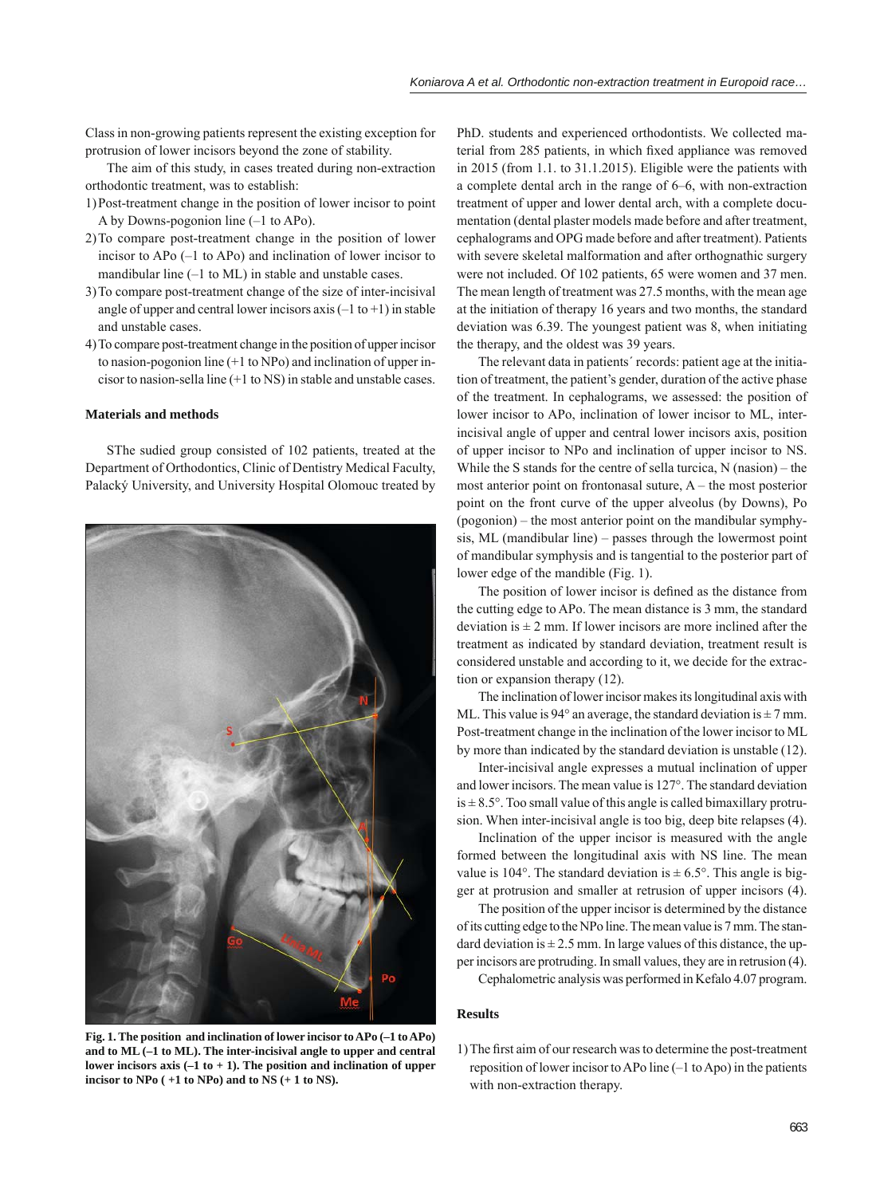Class in non-growing patients represent the existing exception for protrusion of lower incisors beyond the zone of stability.

The aim of this study, in cases treated during non-extraction orthodontic treatment, was to establish:

1) Post-treatment change in the position of lower incisor to point A by Downs-pogonion line (–1 to APo).
2) To compare post-treatment change in the position of lower incisor to APo (–1 to APo) and inclination of lower incisor to mandibular line (–1 to ML) in stable and unstable cases.
3) To compare post-treatment change of the size of inter-incisival angle of upper and central lower incisors axis (–1 to +1) in stable and unstable cases.
4) To compare post-treatment change in the position of upper incisor to nasion-pogonion line (+1 to NPo) and inclination of upper incisor to nasion-sella line (+1 to NS) in stable and unstable cases.

### Materials and methods

SThe sudied group consisted of 102 patients, treated at the Department of Orthodontics, Clinic of Dentistry Medical Faculty, Palacký University, and University Hospital Olomouc treated by PhD. students and experienced orthodontists. We collected material from 285 patients, in which fixed appliance was removed in 2015 (from 1.1. to 31.1.2015). Eligible were the patients with a complete dental arch in the range of 6–6, with non-extraction treatment of upper and lower dental arch, with a complete documentation (dental plaster models made before and after treatment, cephalograms and OPG made before and after treatment). Patients with severe skeletal malformation and after orthognathic surgery were not included. Of 102 patients, 65 were women and 37 men. The mean length of treatment was 27.5 months, with the mean age at the initiation of therapy 16 years and two months, the standard deviation was 6.39. The youngest patient was 8, when initiating the therapy, and the oldest was 39 years.

The relevant data in patients´ records: patient age at the initiation of treatment, the patient's gender, duration of the active phase of the treatment. In cephalograms, we assessed: the position of lower incisor to APo, inclination of lower incisor to ML, inter-incisival angle of upper and central lower incisors axis, position of upper incisor to NPo and inclination of upper incisor to NS. While the S stands for the centre of sella turcica, N (nasion) – the most anterior point on frontonasal suture, A – the most posterior point on the front curve of the upper alveolus (by Downs), Po (pogonion) – the most anterior point on the mandibular symphysis, ML (mandibular line) – passes through the lowermost point of mandibular symphysis and is tangential to the posterior part of lower edge of the mandible (Fig. 1).

**Fig. 1. The position and inclination of lower incisor to APo (–1 to APo) and to ML (–1 to ML). The inter-incisival angle to upper and central lower incisors axis (–1 to + 1). The position and inclination of upper incisor to NPo ( +1 to NPo) and to NS (+ 1 to NS).**

The position of lower incisor is defined as the distance from the cutting edge to APo. The mean distance is 3 mm, the standard deviation is ± 2 mm. If lower incisors are more inclined after the treatment as indicated by standard deviation, treatment result is considered unstable and according to it, we decide for the extraction or expansion therapy (12).

The inclination of lower incisor makes its longitudinal axis with ML. This value is 94° an average, the standard deviation is ± 7 mm. Post-treatment change in the inclination of the lower incisor to ML by more than indicated by the standard deviation is unstable (12).

Inter-incisival angle expresses a mutual inclination of upper and lower incisors. The mean value is 127°. The standard deviation is ± 8.5°. Too small value of this angle is called bimaxillary protrusion. When inter-incisival angle is too big, deep bite relapses (4).

Inclination of the upper incisor is measured with the angle formed between the longitudinal axis with NS line. The mean value is 104°. The standard deviation is ± 6.5°. This angle is bigger at protrusion and smaller at retrusion of upper incisors (4).

The position of the upper incisor is determined by the distance of its cutting edge to the NPo line. The mean value is 7 mm. The standard deviation is ± 2.5 mm. In large values of this distance, the upper incisors are protruding. In small values, they are in retrusion (4).

Cephalometric analysis was performed in Kefalo 4.07 program.

### Results

1) The first aim of our research was to determine the post-treatment reposition of lower incisor to APo line (–1 to Apo) in the patients with non-extraction therapy.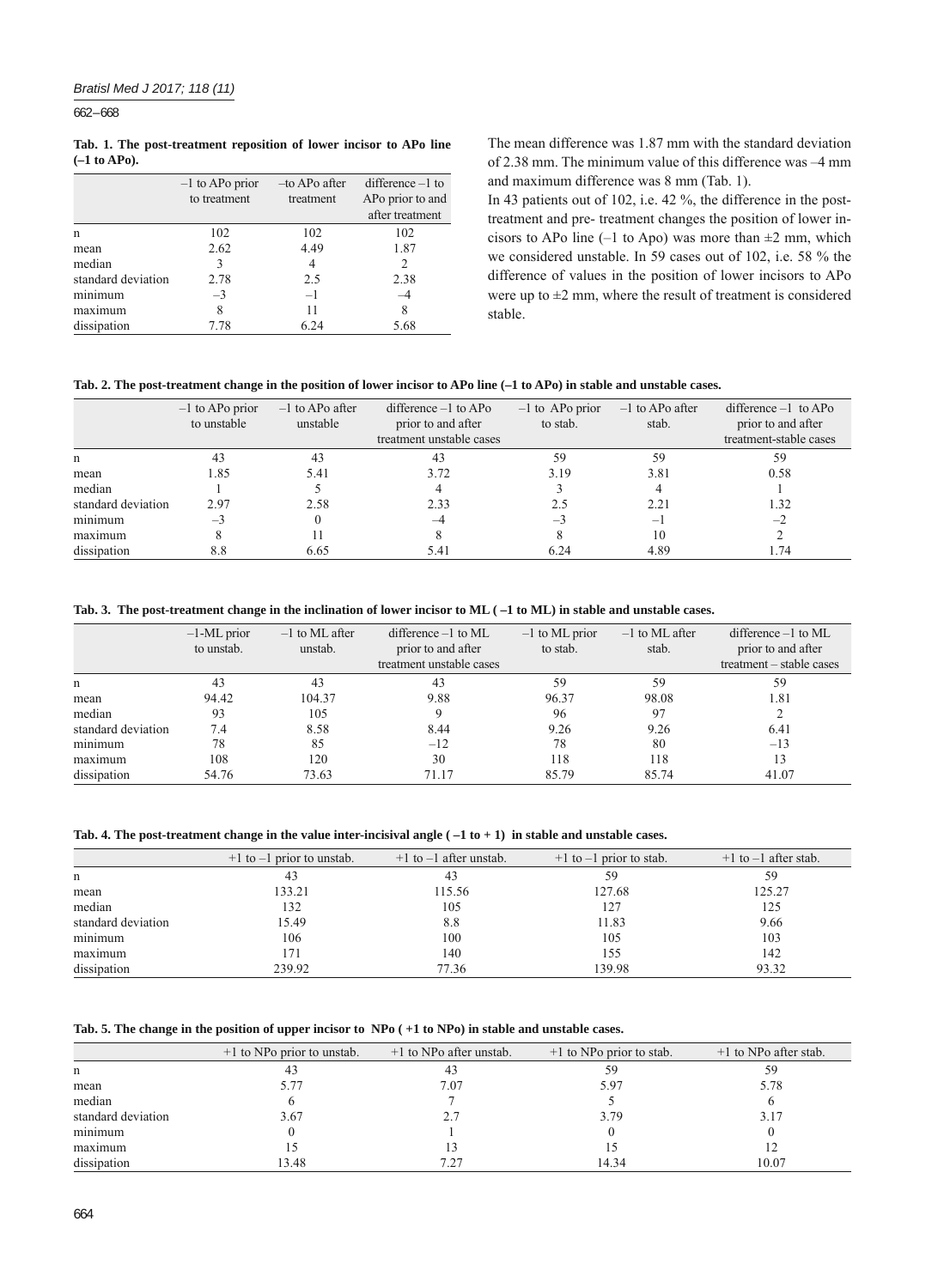**Tab. 1. The post-treatment reposition of lower incisor to APo line (–1 to APo).**

|  | –1 to APo prior to treatment | –to APo after treatment | difference –1 to APo prior to and after treatment |
|---|---|---|---|
| n | 102 | 102 | 102 |
| mean | 2.62 | 4.49 | 1.87 |
| median | 3 | 4 | 2 |
| standard deviation | 2.78 | 2.5 | 2.38 |
| minimum | –3 | –1 | –4 |
| maximum | 8 | 11 | 8 |
| dissipation | 7.78 | 6.24 | 5.68 |

The mean difference was 1.87 mm with the standard deviation of 2.38 mm. The minimum value of this difference was –4 mm and maximum difference was 8 mm (Tab. 1).

In 43 patients out of 102, i.e. 42 %, the difference in the post-treatment and pre- treatment changes the position of lower incisors to APo line (–1 to Apo) was more than ±2 mm, which we considered unstable. In 59 cases out of 102, i.e. 58 % the difference of values in the position of lower incisors to APo were up to ±2 mm, where the result of treatment is considered stable.

**Tab. 2. The post-treatment change in the position of lower incisor to APo line (–1 to APo) in stable and unstable cases.**

|  | –1 to APo prior to unstable | –1 to APo after unstable | difference –1 to APo prior to and after treatment unstable cases | –1 to APo prior to stab. | –1 to APo after stab. | difference –1 to APo prior to and after treatment-stable cases |
|---|---|---|---|---|---|---|
| n | 43 | 43 | 43 | 59 | 59 | 59 |
| mean | 1.85 | 5.41 | 3.72 | 3.19 | 3.81 | 0.58 |
| median | 1 | 5 | 4 | 3 | 4 | 1 |
| standard deviation | 2.97 | 2.58 | 2.33 | 2.5 | 2.21 | 1.32 |
| minimum | –3 | 0 | –4 | –3 | –1 | –2 |
| maximum | 8 | 11 | 8 | 8 | 10 | 2 |
| dissipation | 8.8 | 6.65 | 5.41 | 6.24 | 4.89 | 1.74 |

**Tab. 3. The post-treatment change in the inclination of lower incisor to ML ( –1 to ML) in stable and unstable cases.**

|  | –1-ML prior to unstab. | –1 to ML after unstab. | difference –1 to ML prior to and after treatment unstable cases | –1 to ML prior to stab. | –1 to ML after stab. | difference –1 to ML prior to and after treatment – stable cases |
|---|---|---|---|---|---|---|
| n | 43 | 43 | 43 | 59 | 59 | 59 |
| mean | 94.42 | 104.37 | 9.88 | 96.37 | 98.08 | 1.81 |
| median | 93 | 105 | 9 | 96 | 97 | 2 |
| standard deviation | 7.4 | 8.58 | 8.44 | 9.26 | 9.26 | 6.41 |
| minimum | 78 | 85 | –12 | 78 | 80 | –13 |
| maximum | 108 | 120 | 30 | 118 | 118 | 13 |
| dissipation | 54.76 | 73.63 | 71.17 | 85.79 | 85.74 | 41.07 |

**Tab. 4. The post-treatment change in the value inter-incisival angle ( –1 to + 1) in stable and unstable cases.**

|  | +1 to –1 prior to unstab. | +1 to –1 after unstab. | +1 to –1 prior to stab. | +1 to –1 after stab. |
|---|---|---|---|---|
| n | 43 | 43 | 59 | 59 |
| mean | 133.21 | 115.56 | 127.68 | 125.27 |
| median | 132 | 105 | 127 | 125 |
| standard deviation | 15.49 | 8.8 | 11.83 | 9.66 |
| minimum | 106 | 100 | 105 | 103 |
| maximum | 171 | 140 | 155 | 142 |
| dissipation | 239.92 | 77.36 | 139.98 | 93.32 |

**Tab. 5. The change in the position of upper incisor to NPo ( +1 to NPo) in stable and unstable cases.**

|  | +1 to NPo prior to unstab. | +1 to NPo after unstab. | +1 to NPo prior to stab. | +1 to NPo after stab. |
|---|---|---|---|---|
| n | 43 | 43 | 59 | 59 |
| mean | 5.77 | 7.07 | 5.97 | 5.78 |
| median | 6 | 7 | 5 | 6 |
| standard deviation | 3.67 | 2.7 | 3.79 | 3.17 |
| minimum | 0 | 1 | 0 | 0 |
| maximum | 15 | 13 | 15 | 12 |
| dissipation | 13.48 | 7.27 | 14.34 | 10.07 |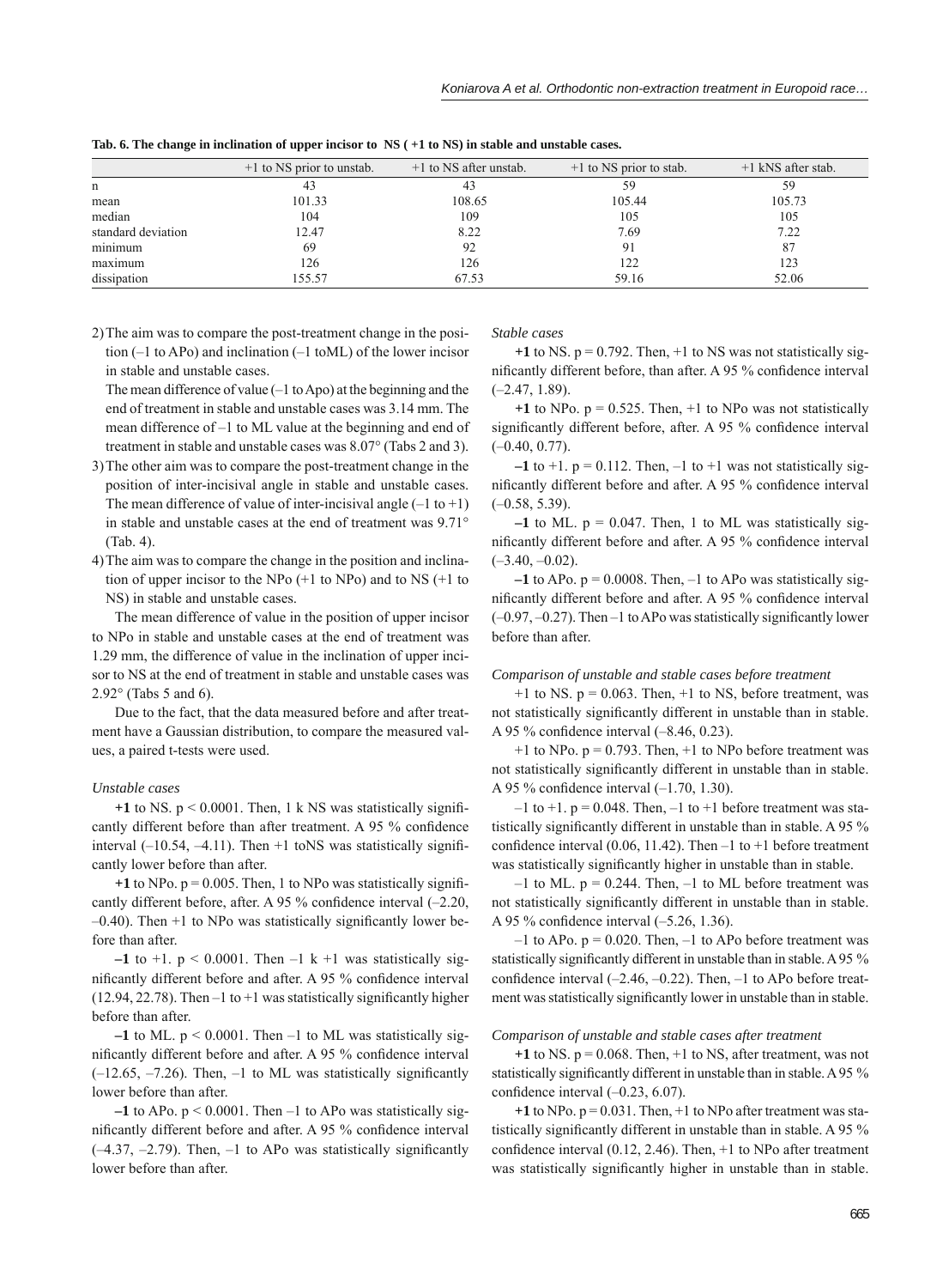**Tab. 6. The change in inclination of upper incisor to NS ( +1 to NS) in stable and unstable cases.**

| | +1 to NS prior to unstab. | +1 to NS after unstab. | +1 to NS prior to stab. | +1 kNS after stab. |
|---|---|---|---|---|
| n | 43 | 43 | 59 | 59 |
| mean | 101.33 | 108.65 | 105.44 | 105.73 |
| median | 104 | 109 | 105 | 105 |
| standard deviation | 12.47 | 8.22 | 7.69 | 7.22 |
| minimum | 69 | 92 | 91 | 87 |
| maximum | 126 | 126 | 122 | 123 |
| dissipation | 155.57 | 67.53 | 59.16 | 52.06 |

2) The aim was to compare the post-treatment change in the position (–1 to APo) and inclination (–1 toML) of the lower incisor in stable and unstable cases.

   The mean difference of value (–1 to Apo) at the beginning and the end of treatment in stable and unstable cases was 3.14 mm. The mean difference of –1 to ML value at the beginning and end of treatment in stable and unstable cases was 8.07° (Tabs 2 and 3).

3) The other aim was to compare the post-treatment change in the position of inter-incisival angle in stable and unstable cases. The mean difference of value of inter-incisival angle (–1 to +1) in stable and unstable cases at the end of treatment was 9.71° (Tab. 4).

4) The aim was to compare the change in the position and inclination of upper incisor to the NPo (+1 to NPo) and to NS (+1 to NS) in stable and unstable cases.

The mean difference of value in the position of upper incisor to NPo in stable and unstable cases at the end of treatment was 1.29 mm, the difference of value in the inclination of upper incisor to NS at the end of treatment in stable and unstable cases was 2.92° (Tabs 5 and 6).

Due to the fact, that the data measured before and after treatment have a Gaussian distribution, to compare the measured values, a paired t-tests were used.

*Unstable cases*

**+1** to NS. $p < 0.0001$. Then, 1 k NS was statistically significantly different before than after treatment. A 95 % confidence interval (–10.54, –4.11). Then +1 toNS was statistically significantly lower before than after.

**+1** to NPo. $p = 0.005$. Then, 1 to NPo was statistically significantly different before, after. A 95 % confidence interval (–2.20, –0.40). Then +1 to NPo was statistically significantly lower before than after.

**–1** to +1. $p < 0.0001$. Then –1 k +1 was statistically significantly different before and after. A 95 % confidence interval (12.94, 22.78). Then –1 to +1 was statistically significantly higher before than after.

**–1** to ML. $p < 0.0001$. Then –1 to ML was statistically significantly different before and after. A 95 % confidence interval (–12.65, –7.26). Then, –1 to ML was statistically significantly lower before than after.

**–1** to APo. $p < 0.0001$. Then –1 to APo was statistically significantly different before and after. A 95 % confidence interval (–4.37, –2.79). Then, –1 to APo was statistically significantly lower before than after.

*Stable cases*

**+1** to NS. $p = 0.792$. Then, +1 to NS was not statistically significantly different before, than after. A 95 % confidence interval (–2.47, 1.89).

**+1** to NPo. $p = 0.525$. Then, +1 to NPo was not statistically significantly different before, after. A 95 % confidence interval (–0.40, 0.77).

**–1** to +1. $p = 0.112$. Then, –1 to +1 was not statistically significantly different before and after. A 95 % confidence interval (–0.58, 5.39).

**–1** to ML. $p = 0.047$. Then, 1 to ML was statistically significantly different before and after. A 95 % confidence interval (–3.40, –0.02).

**–1** to APo. $p = 0.0008$. Then, –1 to APo was statistically significantly different before and after. A 95 % confidence interval (–0.97, –0.27). Then –1 to APo was statistically significantly lower before than after.

*Comparison of unstable and stable cases before treatment*

+1 to NS. $p = 0.063$. Then, +1 to NS, before treatment, was not statistically significantly different in unstable than in stable. A 95 % confidence interval (–8.46, 0.23).

+1 to NPo. $p = 0.793$. Then, +1 to NPo before treatment was not statistically significantly different in unstable than in stable. A 95 % confidence interval (–1.70, 1.30).

–1 to +1. $p = 0.048$. Then, –1 to +1 before treatment was statistically significantly different in unstable than in stable. A 95 % confidence interval (0.06, 11.42). Then –1 to +1 before treatment was statistically significantly higher in unstable than in stable.

–1 to ML. $p = 0.244$. Then, –1 to ML before treatment was not statistically significantly different in unstable than in stable. A 95 % confidence interval (–5.26, 1.36).

–1 to APo. $p = 0.020$. Then, –1 to APo before treatment was statistically significantly different in unstable than in stable. A 95 % confidence interval (–2.46, –0.22). Then, –1 to APo before treatment was statistically significantly lower in unstable than in stable.

*Comparison of unstable and stable cases after treatment*

**+1** to NS. $p = 0.068$. Then, +1 to NS, after treatment, was not statistically significantly different in unstable than in stable. A 95 % confidence interval (–0.23, 6.07).

**+1** to NPo. $p = 0.031$. Then, +1 to NPo after treatment was statistically significantly different in unstable than in stable. A 95 % confidence interval (0.12, 2.46). Then, +1 to NPo after treatment was statistically significantly higher in unstable than in stable.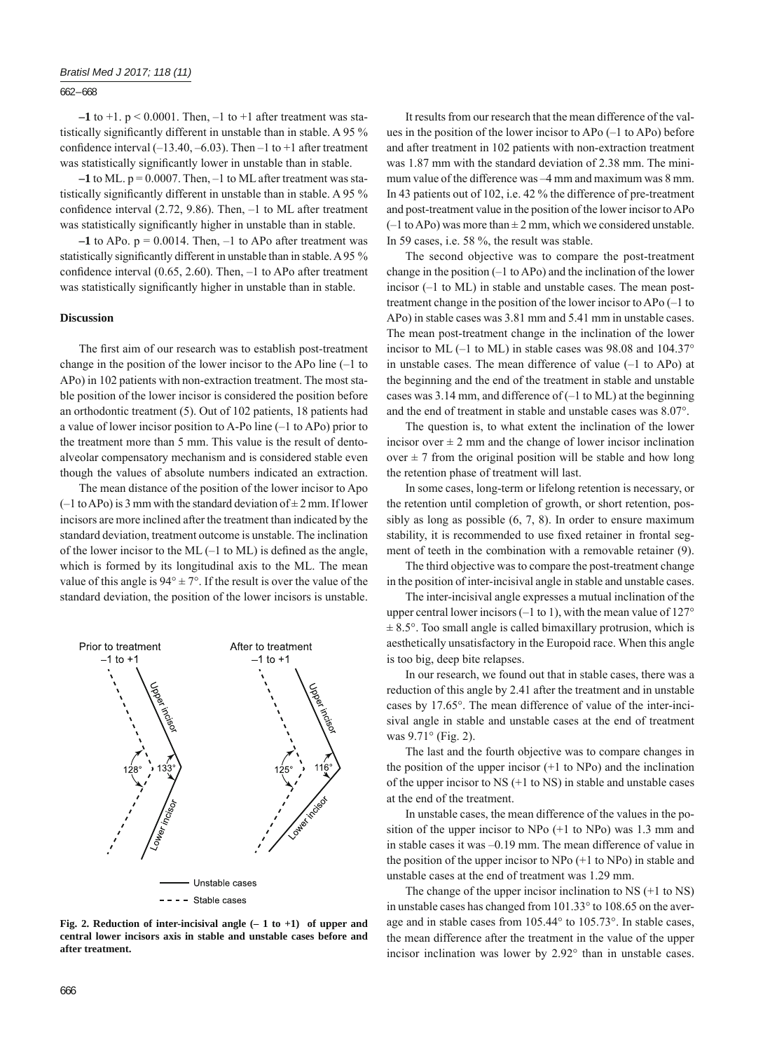**–1** to +1. $p < 0.0001$. Then, –1 to +1 after treatment was statistically significantly different in unstable than in stable. A 95 % confidence interval (–13.40, –6.03). Then –1 to +1 after treatment was statistically significantly lower in unstable than in stable.

**–1** to ML. $p = 0.0007$. Then, –1 to ML after treatment was statistically significantly different in unstable than in stable. A 95 % confidence interval (2.72, 9.86). Then, –1 to ML after treatment was statistically significantly higher in unstable than in stable.

**–1** to APo. $p = 0.0014$. Then, –1 to APo after treatment was statistically significantly different in unstable than in stable. A 95 % confidence interval (0.65, 2.60). Then, –1 to APo after treatment was statistically significantly higher in unstable than in stable.

## Discussion

The first aim of our research was to establish post-treatment change in the position of the lower incisor to the APo line (–1 to APo) in 102 patients with non-extraction treatment. The most stable position of the lower incisor is considered the position before an orthodontic treatment (5). Out of 102 patients, 18 patients had a value of lower incisor position to A-Po line (–1 to APo) prior to the treatment more than 5 mm. This value is the result of dento-alveolar compensatory mechanism and is considered stable even though the values of absolute numbers indicated an extraction.

The mean distance of the position of the lower incisor to Apo (–1 to APo) is 3 mm with the standard deviation of ± 2 mm. If lower incisors are more inclined after the treatment than indicated by the standard deviation, treatment outcome is unstable. The inclination of the lower incisor to the ML (–1 to ML) is defined as the angle, which is formed by its longitudinal axis to the ML. The mean value of this angle is 94° ± 7°. If the result is over the value of the standard deviation, the position of the lower incisors is unstable.

**Fig. 2. Reduction of inter-incisival angle (– 1 to +1) of upper and central lower incisors axis in stable and unstable cases before and after treatment.**

It results from our research that the mean difference of the values in the position of the lower incisor to APo (–1 to APo) before and after treatment in 102 patients with non-extraction treatment was 1.87 mm with the standard deviation of 2.38 mm. The minimum value of the difference was –4 mm and maximum was 8 mm. In 43 patients out of 102, i.e. 42 % the difference of pre-treatment and post-treatment value in the position of the lower incisor to APo (–1 to APo) was more than ± 2 mm, which we considered unstable. In 59 cases, i.e. 58 %, the result was stable.

The second objective was to compare the post-treatment change in the position (–1 to APo) and the inclination of the lower incisor (–1 to ML) in stable and unstable cases. The mean post-treatment change in the position of the lower incisor to APo (–1 to APo) in stable cases was 3.81 mm and 5.41 mm in unstable cases. The mean post-treatment change in the inclination of the lower incisor to ML (–1 to ML) in stable cases was 98.08 and 104.37° in unstable cases. The mean difference of value (–1 to APo) at the beginning and the end of the treatment in stable and unstable cases was 3.14 mm, and difference of (–1 to ML) at the beginning and the end of treatment in stable and unstable cases was 8.07°.

The question is, to what extent the inclination of the lower incisor over ± 2 mm and the change of lower incisor inclination over ± 7 from the original position will be stable and how long the retention phase of treatment will last.

In some cases, long-term or lifelong retention is necessary, or the retention until completion of growth, or short retention, possibly as long as possible (6, 7, 8). In order to ensure maximum stability, it is recommended to use fixed retainer in frontal segment of teeth in the combination with a removable retainer (9).

The third objective was to compare the post-treatment change in the position of inter-incisival angle in stable and unstable cases.

The inter-incisival angle expresses a mutual inclination of the upper central lower incisors (–1 to 1), with the mean value of 127° ± 8.5°. Too small angle is called bimaxillary protrusion, which is aesthetically unsatisfactory in the Europoid race. When this angle is too big, deep bite relapses.

In our research, we found out that in stable cases, there was a reduction of this angle by 2.41 after the treatment and in unstable cases by 17.65°. The mean difference of value of the inter-incisival angle in stable and unstable cases at the end of treatment was 9.71° (Fig. 2).

The last and the fourth objective was to compare changes in the position of the upper incisor (+1 to NPo) and the inclination of the upper incisor to NS (+1 to NS) in stable and unstable cases at the end of the treatment.

In unstable cases, the mean difference of the values in the position of the upper incisor to NPo (+1 to NPo) was 1.3 mm and in stable cases it was –0.19 mm. The mean difference of value in the position of the upper incisor to NPo (+1 to NPo) in stable and unstable cases at the end of treatment was 1.29 mm.

The change of the upper incisor inclination to NS (+1 to NS) in unstable cases has changed from 101.33° to 108.65 on the average and in stable cases from 105.44° to 105.73°. In stable cases, the mean difference after the treatment in the value of the upper incisor inclination was lower by 2.92° than in unstable cases.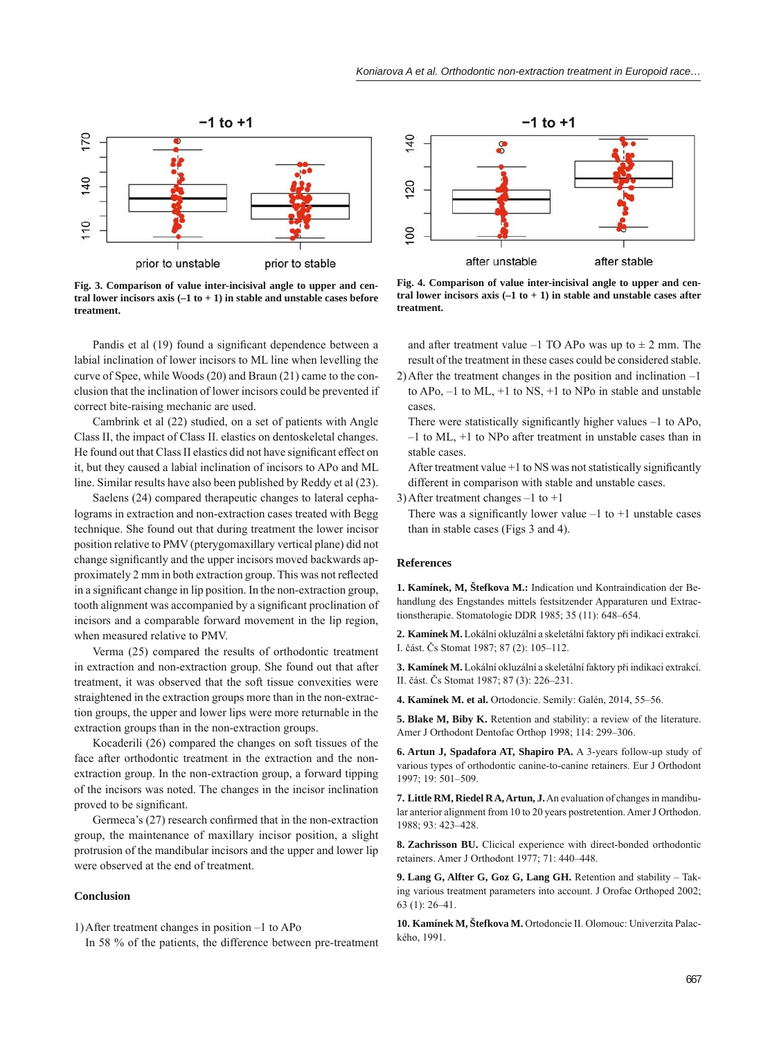Fig. 3. Comparison of value inter-incisival angle to upper and central lower incisors axis (–1 to + 1) in stable and unstable cases before treatment.

Fig. 4. Comparison of value inter-incisival angle to upper and central lower incisors axis (–1 to + 1) in stable and unstable cases after treatment.

Pandis et al (19) found a significant dependence between a labial inclination of lower incisors to ML line when levelling the curve of Spee, while Woods (20) and Braun (21) came to the conclusion that the inclination of lower incisors could be prevented if correct bite-raising mechanic are used.

Cambrink et al (22) studied, on a set of patients with Angle Class II, the impact of Class II. elastics on dentoskeletal changes. He found out that Class II elastics did not have significant effect on it, but they caused a labial inclination of incisors to APo and ML line. Similar results have also been published by Reddy et al (23).

Saelens (24) compared therapeutic changes to lateral cephalograms in extraction and non-extraction cases treated with Begg technique. She found out that during treatment the lower incisor position relative to PMV (pterygomaxillary vertical plane) did not change significantly and the upper incisors moved backwards approximately 2 mm in both extraction group. This was not reflected in a significant change in lip position. In the non-extraction group, tooth alignment was accompanied by a significant proclination of incisors and a comparable forward movement in the lip region, when measured relative to PMV.

Verma (25) compared the results of orthodontic treatment in extraction and non-extraction group. She found out that after treatment, it was observed that the soft tissue convexities were straightened in the extraction groups more than in the non-extraction groups, the upper and lower lips were more returnable in the extraction groups than in the non-extraction groups.

Kocaderili (26) compared the changes on soft tissues of the face after orthodontic treatment in the extraction and the non-extraction group. In the non-extraction group, a forward tipping of the incisors was noted. The changes in the incisor inclination proved to be significant.

Germeca's (27) research confirmed that in the non-extraction group, the maintenance of maxillary incisor position, a slight protrusion of the mandibular incisors and the upper and lower lip were observed at the end of treatment.

## Conclusion

1) After treatment changes in position –1 to APo

   In 58 % of the patients, the difference between pre-treatment and after treatment value –1 TO APo was up to ± 2 mm. The result of the treatment in these cases could be considered stable.

2) After the treatment changes in the position and inclination –1 to APo, –1 to ML, +1 to NS, +1 to NPo in stable and unstable cases.

   There were statistically significantly higher values –1 to APo, –1 to ML, +1 to NPo after treatment in unstable cases than in stable cases.

   After treatment value +1 to NS was not statistically significantly different in comparison with stable and unstable cases.

3) After treatment changes –1 to +1

   There was a significantly lower value –1 to +1 unstable cases than in stable cases (Figs 3 and 4).

## References

1. **Kamínek, M, Štefkova M.:** Indication und Kontraindication der Behandlung des Engstandes mittels festsitzender Apparaturen und Extractionstherapie. Stomatologie DDR 1985; 35 (11): 648–654.

2. **Kamínek M.** Lokální okluzální a skeletální faktory při indikaci extrakcí. I. část. Čs Stomat 1987; 87 (2): 105–112.

3. **Kamínek M.** Lokální okluzální a skeletální faktory při indikaci extrakcí. II. část. Čs Stomat 1987; 87 (3): 226–231.

4. **Kamínek M. et al.** Ortodoncie. Semily: Galén, 2014, 55–56.

5. **Blake M, Biby K.** Retention and stability: a review of the literature. Amer J Orthodont Dentofac Orthop 1998; 114: 299–306.

6. **Artun J, Spadafora AT, Shapiro PA.** A 3-years follow-up study of various types of orthodontic canine-to-canine retainers. Eur J Orthodont 1997; 19: 501–509.

7. **Little RM, Riedel R A, Artun, J.** An evaluation of changes in mandibular anterior alignment from 10 to 20 years postretention. Amer J Orthodon. 1988; 93: 423–428.

8. **Zachrisson BU.** Clicical experience with direct-bonded orthodontic retainers. Amer J Orthodont 1977; 71: 440–448.

9. **Lang G, Alfter G, Goz G, Lang GH.** Retention and stability – Taking various treatment parameters into account. J Orofac Orthoped 2002; 63 (1): 26–41.

10. **Kamínek M, Štefkova M.** Ortodoncie II. Olomouc: Univerzita Palackého, 1991.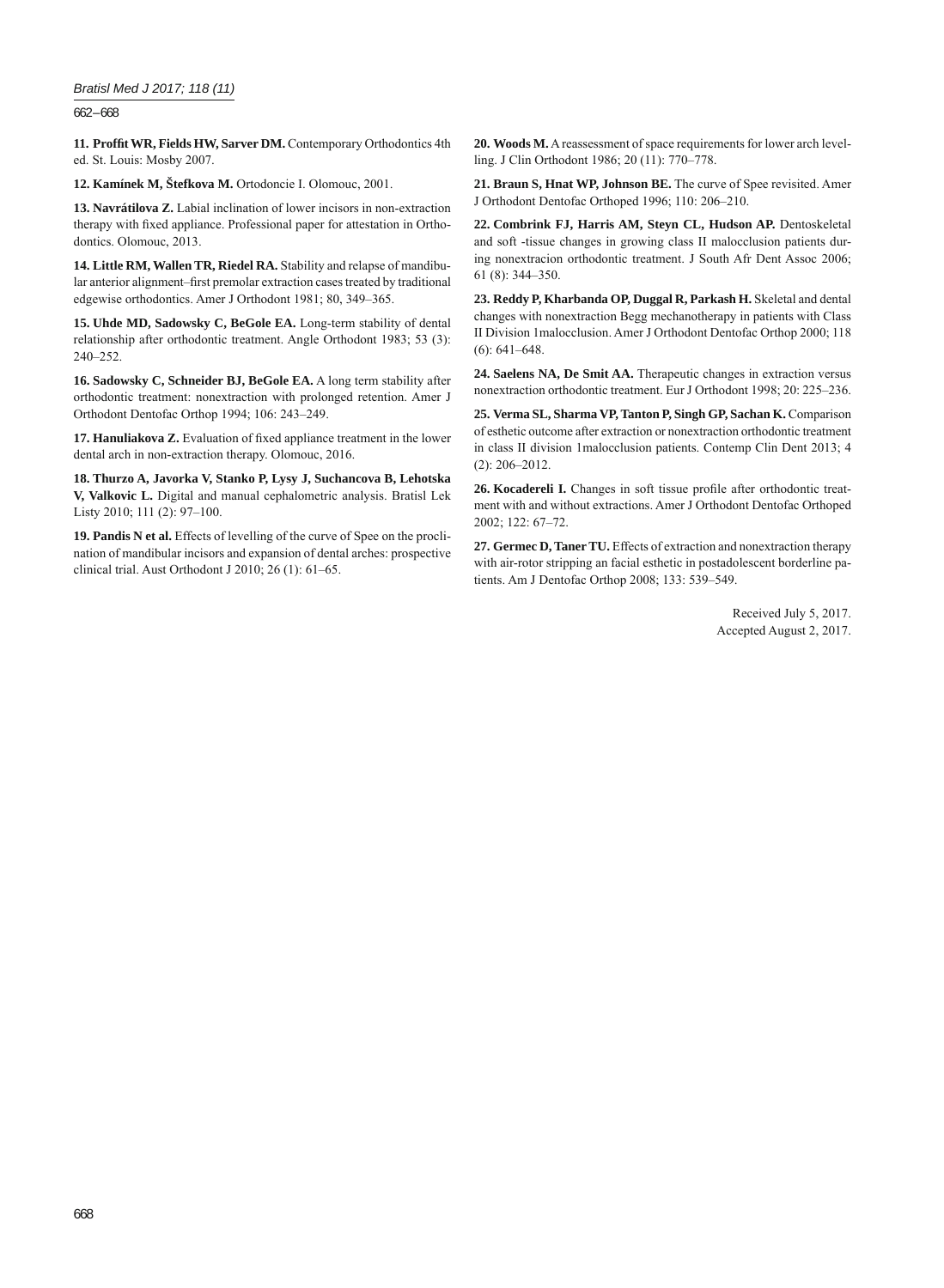**11. Proffit WR, Fields HW, Sarver DM.** Contemporary Orthodontics 4th ed. St. Louis: Mosby 2007.

**12. Kamínek M, Štefkova M.** Ortodoncie I. Olomouc, 2001.

**13. Navrátilova Z.** Labial inclination of lower incisors in non-extraction therapy with fixed appliance. Professional paper for attestation in Orthodontics. Olomouc, 2013.

**14. Little RM, Wallen TR, Riedel RA.** Stability and relapse of mandibular anterior alignment–first premolar extraction cases treated by traditional edgewise orthodontics. Amer J Orthodont 1981; 80, 349–365.

**15. Uhde MD, Sadowsky C, BeGole EA.** Long-term stability of dental relationship after orthodontic treatment. Angle Orthodont 1983; 53 (3): 240–252.

**16. Sadowsky C, Schneider BJ, BeGole EA.** A long term stability after orthodontic treatment: nonextraction with prolonged retention. Amer J Orthodont Dentofac Orthop 1994; 106: 243–249.

**17. Hanuliakova Z.** Evaluation of fixed appliance treatment in the lower dental arch in non-extraction therapy. Olomouc, 2016.

**18. Thurzo A, Javorka V, Stanko P, Lysy J, Suchancova B, Lehotska V, Valkovic L.** Digital and manual cephalometric analysis. Bratisl Lek Listy 2010; 111 (2): 97–100.

**19. Pandis N et al.** Effects of levelling of the curve of Spee on the proclination of mandibular incisors and expansion of dental arches: prospective clinical trial. Aust Orthodont J 2010; 26 (1): 61–65.

**20. Woods M.** A reassessment of space requirements for lower arch levelling. J Clin Orthodont 1986; 20 (11): 770–778.

**21. Braun S, Hnat WP, Johnson BE.** The curve of Spee revisited. Amer J Orthodont Dentofac Orthoped 1996; 110: 206–210.

**22. Combrink FJ, Harris AM, Steyn CL, Hudson AP.** Dentoskeletal and soft -tissue changes in growing class II malocclusion patients during nonextracion orthodontic treatment. J South Afr Dent Assoc 2006; 61 (8): 344–350.

**23. Reddy P, Kharbanda OP, Duggal R, Parkash H.** Skeletal and dental changes with nonextraction Begg mechanotherapy in patients with Class II Division 1malocclusion. Amer J Orthodont Dentofac Orthop 2000; 118 (6): 641–648.

**24. Saelens NA, De Smit AA.** Therapeutic changes in extraction versus nonextraction orthodontic treatment. Eur J Orthodont 1998; 20: 225–236.

**25. Verma SL, Sharma VP, Tanton P, Singh GP, Sachan K.** Comparison of esthetic outcome after extraction or nonextraction orthodontic treatment in class II division 1malocclusion patients. Contemp Clin Dent 2013; 4 (2): 206–2012.

**26. Kocadereli I.** Changes in soft tissue profile after orthodontic treatment with and without extractions. Amer J Orthodont Dentofac Orthoped 2002; 122: 67–72.

**27. Germec D, Taner TU.** Effects of extraction and nonextraction therapy with air-rotor stripping an facial esthetic in postadolescent borderline patients. Am J Dentofac Orthop 2008; 133: 539–549.

Received July 5, 2017.
Accepted August 2, 2017.